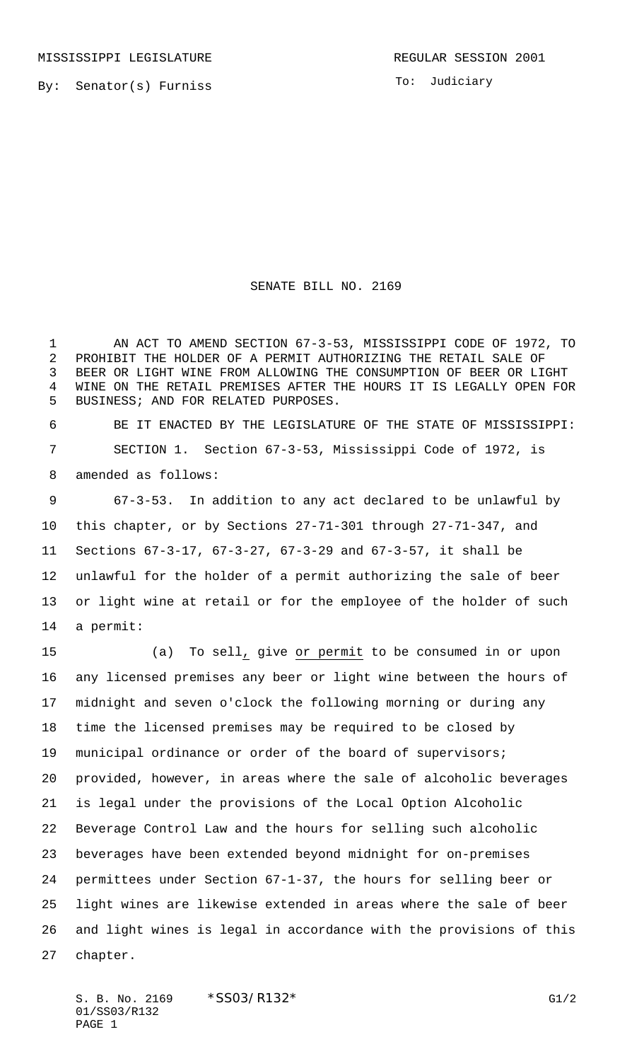MISSISSIPPI LEGISLATURE REGULAR SESSION 2001

By: Senator(s) Furniss

To: Judiciary

# SENATE BILL NO. 2169

AN ACT TO AMEND SECTION 67-3-53, MISSISSIPPI CODE OF 1972, TO PROHIBIT THE HOLDER OF A PERMIT AUTHORIZING THE RETAIL SALE OF BEER OR LIGHT WINE FROM ALLOWING THE CONSUMPTION OF BEER OR LIGHT WINE ON THE RETAIL PREMISES AFTER THE HOURS IT IS LEGALLY OPEN FOR BUSINESS; AND FOR RELATED PURPOSES.

BE IT ENACTED BY THE LEGISLATURE OF THE STATE OF MISSISSIPPI:

SECTION 1. Section 67-3-53, Mississippi Code of 1972, is amended as follows:

67-3-53. In addition to any act declared to be unlawful by this chapter, or by Sections 27-71-301 through 27-71-347, and Sections 67-3-17, 67-3-27, 67-3-29 and 67-3-57, it shall be unlawful for the holder of a permit authorizing the sale of beer or light wine at retail or for the employee of the holder of such a permit:

(a) To sell, give or permit to be consumed in or upon any licensed premises any beer or light wine between the hours of midnight and seven o'clock the following morning or during any time the licensed premises may be required to be closed by municipal ordinance or order of the board of supervisors; provided, however, in areas where the sale of alcoholic beverages is legal under the provisions of the Local Option Alcoholic Beverage Control Law and the hours for selling such alcoholic beverages have been extended beyond midnight for on-premises permittees under Section 67-1-37, the hours for selling beer or light wines are likewise extended in areas where the sale of beer and light wines is legal in accordance with the provisions of this chapter.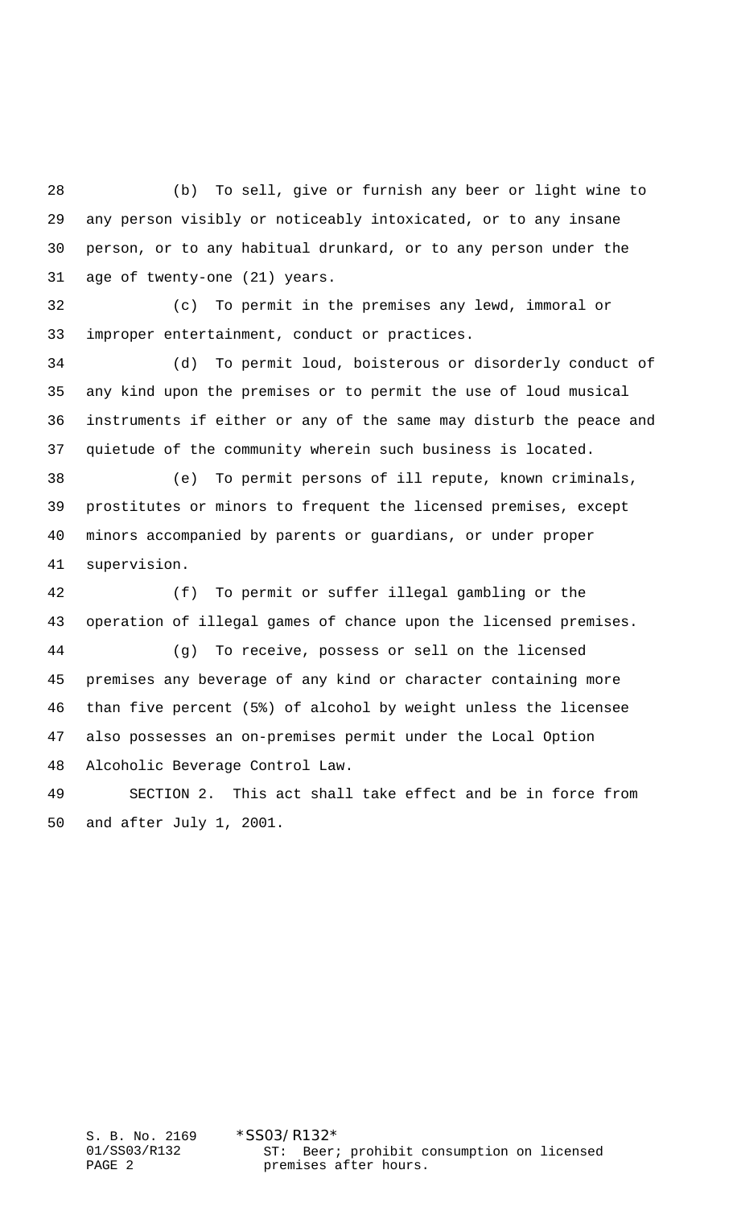(b) To sell, give or furnish any beer or light wine to any person visibly or noticeably intoxicated, or to any insane person, or to any habitual drunkard, or to any person under the age of twenty-one (21) years.

(c) To permit in the premises any lewd, immoral or improper entertainment, conduct or practices.

(d) To permit loud, boisterous or disorderly conduct of any kind upon the premises or to permit the use of loud musical instruments if either or any of the same may disturb the peace and quietude of the community wherein such business is located.

(e) To permit persons of ill repute, known criminals, prostitutes or minors to frequent the licensed premises, except minors accompanied by parents or guardians, or under proper supervision.

(f) To permit or suffer illegal gambling or the operation of illegal games of chance upon the licensed premises.

(g) To receive, possess or sell on the licensed premises any beverage of any kind or character containing more than five percent (5%) of alcohol by weight unless the licensee also possesses an on-premises permit under the Local Option Alcoholic Beverage Control Law.

SECTION 2. This act shall take effect and be in force from and after July 1, 2001.